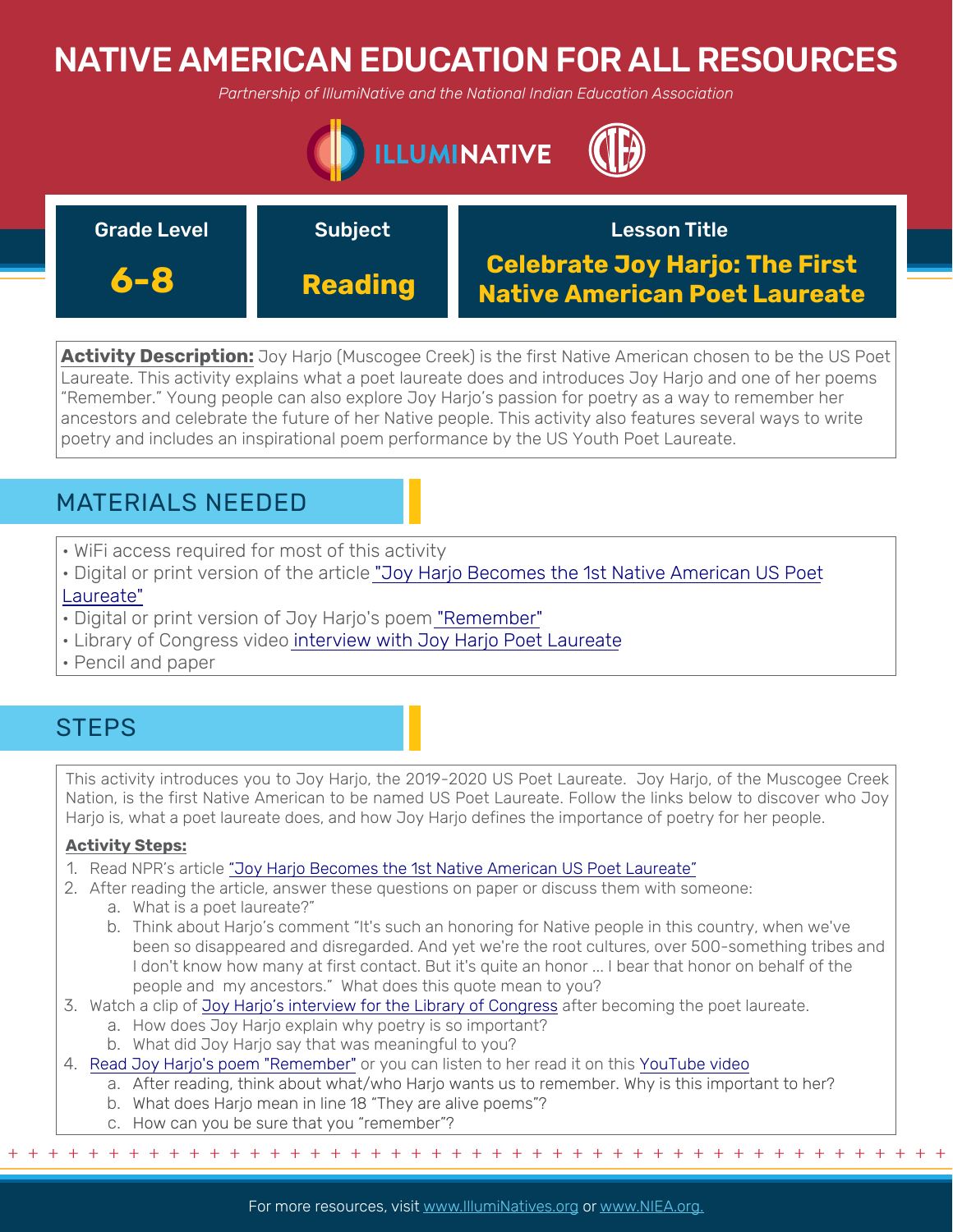# NATIVE AMERICAN EDUCATION FOR ALL RESOURCES

*Partnership of IllumiNative and the National Indian Education Association*

| Grade Level | Subject | Lesson Title |
| --- | --- | --- |
| **6-8** | **Reading** | **Celebrate Joy Harjo: The First Native American Poet Laureate** |

**Activity Description:** Joy Harjo (Muscogee Creek) is the first Native American chosen to be the US Poet Laureate. This activity explains what a poet laureate does and introduces Joy Harjo and one of her poems "Remember." Young people can also explore Joy Harjo's passion for poetry as a way to remember her ancestors and celebrate the future of her Native people. This activity also features several ways to write poetry and includes an inspirational poem performance by the US Youth Poet Laureate.

## MATERIALS NEEDED

- WiFi access required for most of this activity
- Digital or print version of the article "Joy Harjo Becomes the 1st Native American US Poet Laureate"
- Digital or print version of Joy Harjo's poem "Remember"
- Library of Congress video interview with Joy Harjo Poet Laureate
- Pencil and paper

## STEPS

This activity introduces you to Joy Harjo, the 2019-2020 US Poet Laureate. Joy Harjo, of the Muscogee Creek Nation, is the first Native American to be named US Poet Laureate. Follow the links below to discover who Joy Harjo is, what a poet laureate does, and how Joy Harjo defines the importance of poetry for her people.

**Activity Steps:**

1. Read NPR's article "Joy Harjo Becomes the 1st Native American US Poet Laureate"
2. After reading the article, answer these questions on paper or discuss them with someone:
   a. What is a poet laureate?"
   b. Think about Harjo's comment "It's such an honoring for Native people in this country, when we've been so disappeared and disregarded. And yet we're the root cultures, over 500-something tribes and I don't know how many at first contact. But it's quite an honor ... I bear that honor on behalf of the people and my ancestors." What does this quote mean to you?
3. Watch a clip of Joy Harjo's interview for the Library of Congress after becoming the poet laureate.
   a. How does Joy Harjo explain why poetry is so important?
   b. What did Joy Harjo say that was meaningful to you?
4. Read Joy Harjo's poem "Remember" or you can listen to her read it on this YouTube video
   a. After reading, think about what/who Harjo wants us to remember. Why is this important to her?
   b. What does Harjo mean in line 18 "They are alive poems"?
   c. How can you be sure that you "remember"?

For more resources, visit www.IllumiNatives.org or www.NIEA.org.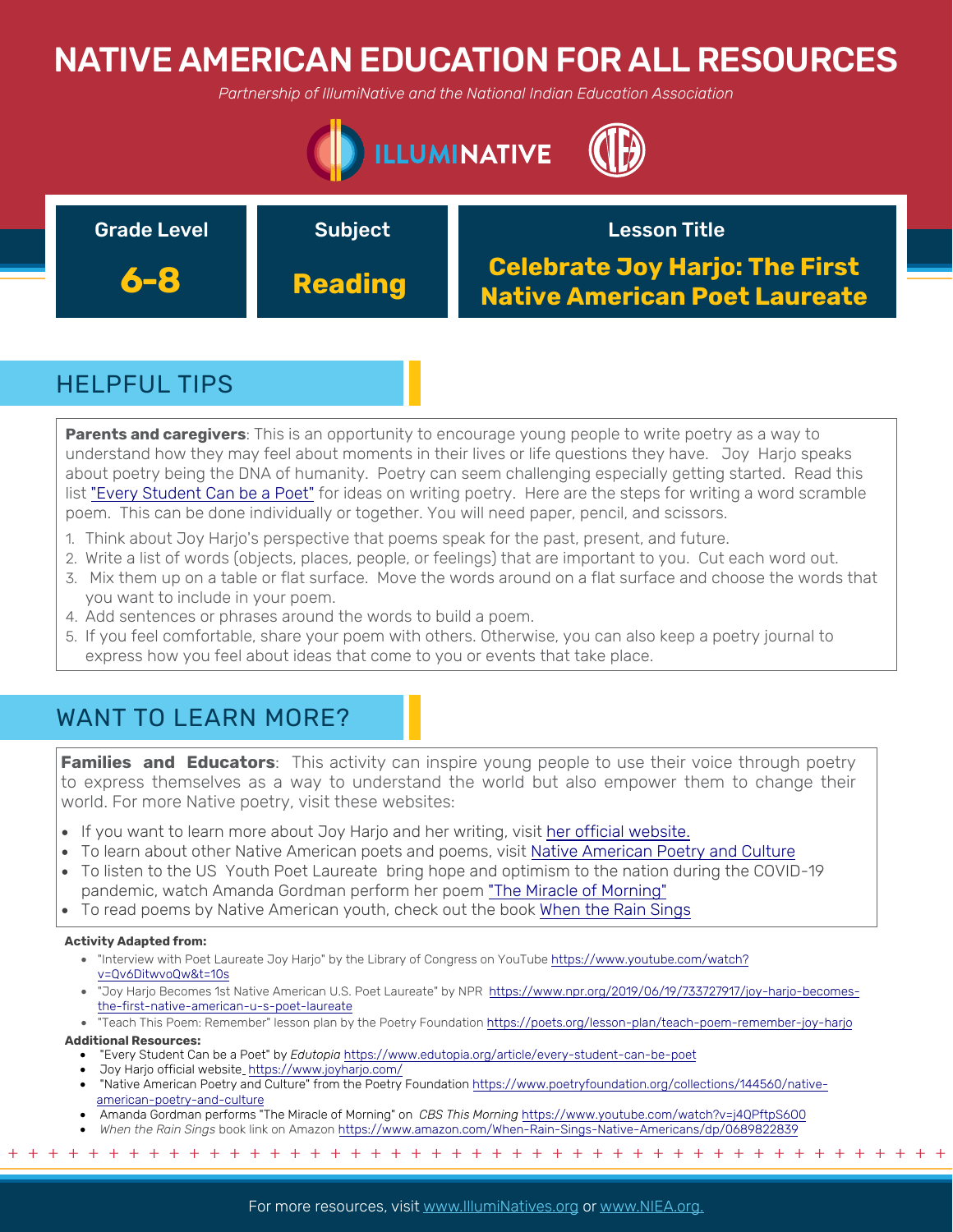# NATIVE AMERICAN EDUCATION FOR ALL RESOURCES

*Partnership of IllumiNative and the National Indian Education Association*

| Grade Level | Subject | Lesson Title |
|---|---|---|
| **6-8** | **Reading** | **Celebrate Joy Harjo: The First Native American Poet Laureate** |

## HELPFUL TIPS

**Parents and caregivers**: This is an opportunity to encourage young people to write poetry as a way to understand how they may feel about moments in their lives or life questions they have. Joy Harjo speaks about poetry being the DNA of humanity. Poetry can seem challenging especially getting started. Read this list "Every Student Can be a Poet" for ideas on writing poetry. Here are the steps for writing a word scramble poem. This can be done individually or together. You will need paper, pencil, and scissors.

1. Think about Joy Harjo's perspective that poems speak for the past, present, and future.
2. Write a list of words (objects, places, people, or feelings) that are important to you. Cut each word out.
3. Mix them up on a table or flat surface. Move the words around on a flat surface and choose the words that you want to include in your poem.
4. Add sentences or phrases around the words to build a poem.
5. If you feel comfortable, share your poem with others. Otherwise, you can also keep a poetry journal to express how you feel about ideas that come to you or events that take place.

## WANT TO LEARN MORE?

**Families and Educators**: This activity can inspire young people to use their voice through poetry to express themselves as a way to understand the world but also empower them to change their world. For more Native poetry, visit these websites:

- If you want to learn more about Joy Harjo and her writing, visit her official website.
- To learn about other Native American poets and poems, visit Native American Poetry and Culture
- To listen to the US Youth Poet Laureate bring hope and optimism to the nation during the COVID-19 pandemic, watch Amanda Gordman perform her poem "The Miracle of Morning"
- To read poems by Native American youth, check out the book When the Rain Sings

**Activity Adapted from:**

- "Interview with Poet Laureate Joy Harjo" by the Library of Congress on YouTube https://www.youtube.com/watch?v=Qv6DitwvoQw&t=10s
- "Joy Harjo Becomes 1st Native American U.S. Poet Laureate" by NPR https://www.npr.org/2019/06/19/733727917/joy-harjo-becomes-the-first-native-american-u-s-poet-laureate
- "Teach This Poem: Remember" lesson plan by the Poetry Foundation https://poets.org/lesson-plan/teach-poem-remember-joy-harjo

**Additional Resources:**

- "Every Student Can be a Poet" by *Edutopia* https://www.edutopia.org/article/every-student-can-be-poet
- Joy Harjo official website https://www.joyharjo.com/
- "Native American Poetry and Culture" from the Poetry Foundation https://www.poetryfoundation.org/collections/144560/native-american-poetry-and-culture
- Amanda Gordman performs "The Miracle of Morning" on *CBS This Morning* https://www.youtube.com/watch?v=j4QPftpS600
- *When the Rain Sings* book link on Amazon https://www.amazon.com/When-Rain-Sings-Native-Americans/dp/0689822839

For more resources, visit www.IllumiNatives.org or www.NIEA.org.